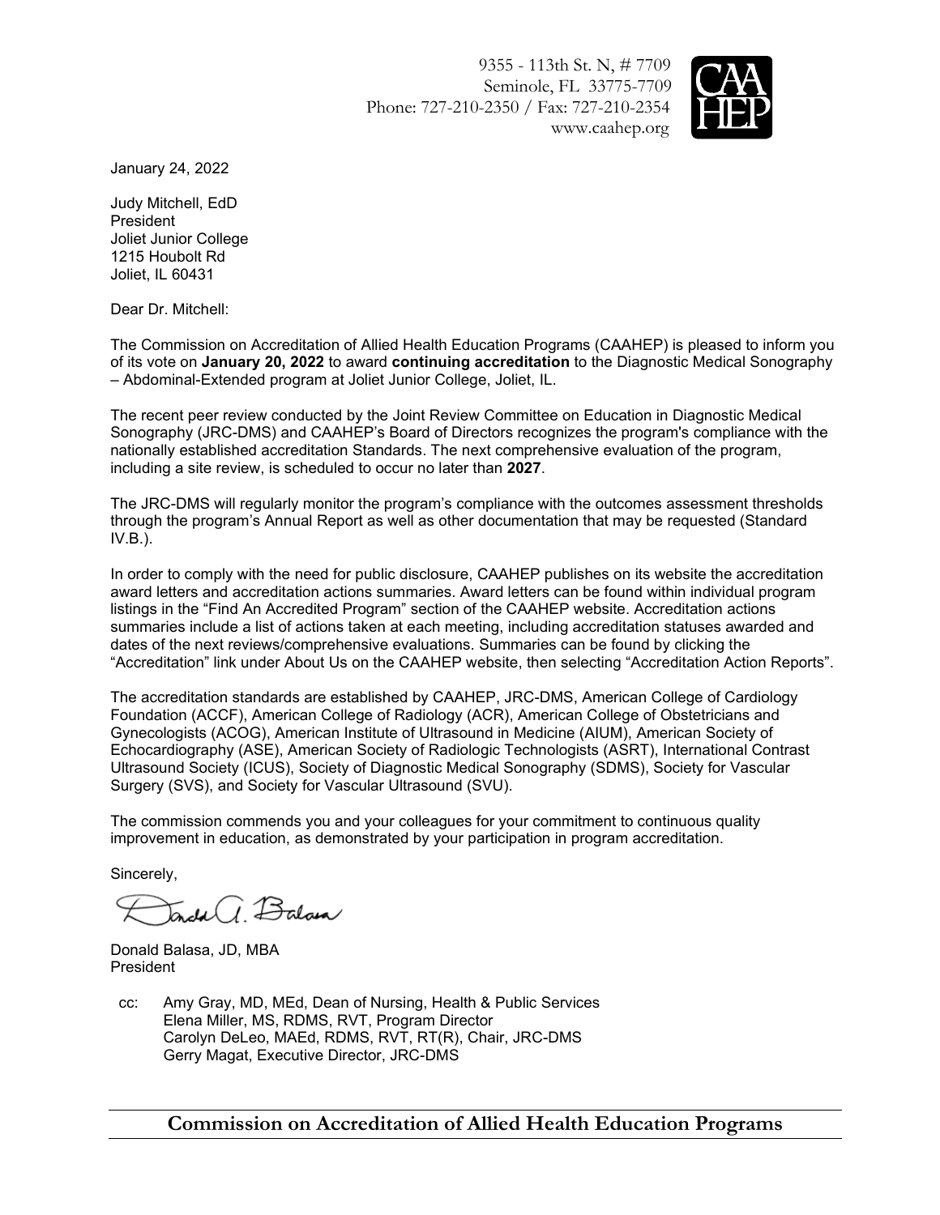9355 - 113th St. N, # 7709
Seminole, FL 33775-7709
Phone: 727-210-2350 / Fax: 727-210-2354
www.caahep.org

January 24, 2022

Judy Mitchell, EdD
President
Joliet Junior College
1215 Houbolt Rd
Joliet, IL 60431

Dear Dr. Mitchell:

The Commission on Accreditation of Allied Health Education Programs (CAAHEP) is pleased to inform you of its vote on **January 20, 2022** to award **continuing accreditation** to the Diagnostic Medical Sonography – Abdominal-Extended program at Joliet Junior College, Joliet, IL.

The recent peer review conducted by the Joint Review Committee on Education in Diagnostic Medical Sonography (JRC-DMS) and CAAHEP's Board of Directors recognizes the program's compliance with the nationally established accreditation Standards. The next comprehensive evaluation of the program, including a site review, is scheduled to occur no later than **2027**.

The JRC-DMS will regularly monitor the program's compliance with the outcomes assessment thresholds through the program's Annual Report as well as other documentation that may be requested (Standard IV.B.).

In order to comply with the need for public disclosure, CAAHEP publishes on its website the accreditation award letters and accreditation actions summaries. Award letters can be found within individual program listings in the "Find An Accredited Program" section of the CAAHEP website. Accreditation actions summaries include a list of actions taken at each meeting, including accreditation statuses awarded and dates of the next reviews/comprehensive evaluations. Summaries can be found by clicking the "Accreditation" link under About Us on the CAAHEP website, then selecting "Accreditation Action Reports".

The accreditation standards are established by CAAHEP, JRC-DMS, American College of Cardiology Foundation (ACCF), American College of Radiology (ACR), American College of Obstetricians and Gynecologists (ACOG), American Institute of Ultrasound in Medicine (AIUM), American Society of Echocardiography (ASE), American Society of Radiologic Technologists (ASRT), International Contrast Ultrasound Society (ICUS), Society of Diagnostic Medical Sonography (SDMS), Society for Vascular Surgery (SVS), and Society for Vascular Ultrasound (SVU).

The commission commends you and your colleagues for your commitment to continuous quality improvement in education, as demonstrated by your participation in program accreditation.

Sincerely,

Donald Balasa, JD, MBA
President

cc: Amy Gray, MD, MEd, Dean of Nursing, Health & Public Services
Elena Miller, MS, RDMS, RVT, Program Director
Carolyn DeLeo, MAEd, RDMS, RVT, RT(R), Chair, JRC-DMS
Gerry Magat, Executive Director, JRC-DMS

**Commission on Accreditation of Allied Health Education Programs**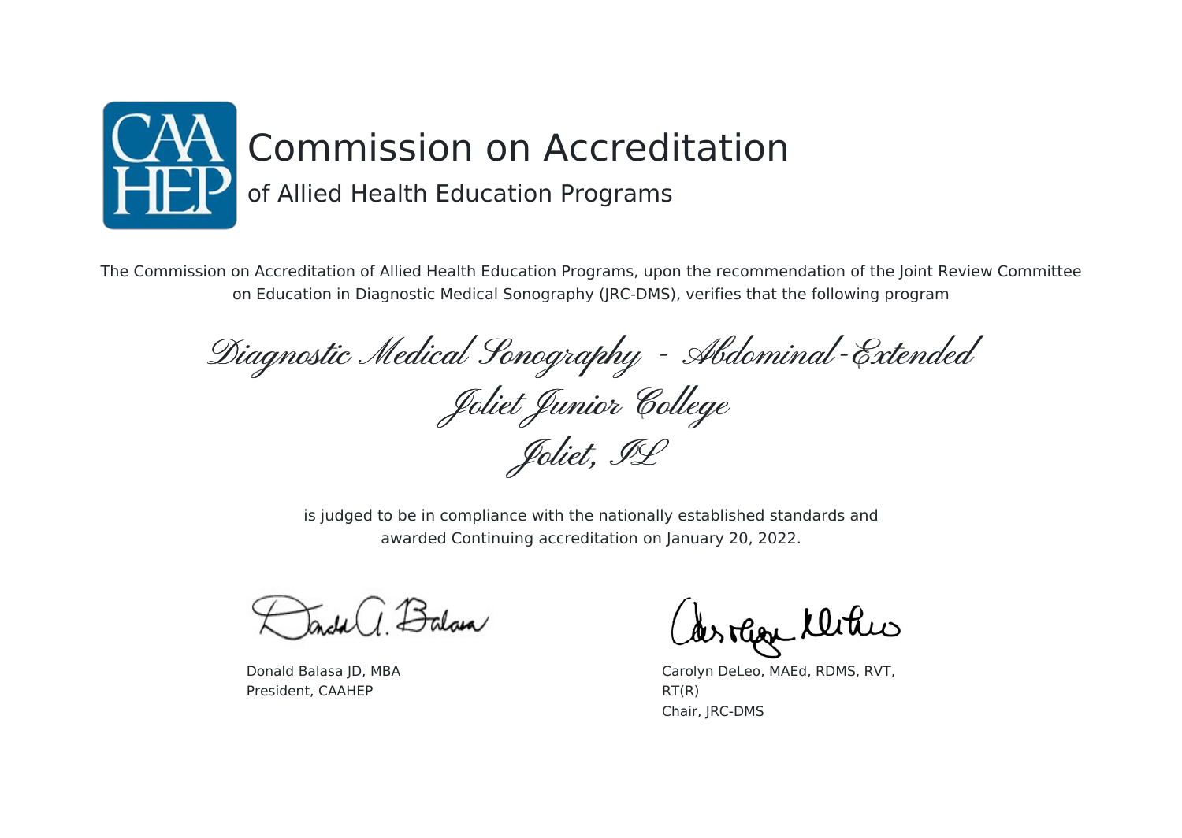# Commission on Accreditation

## of Allied Health Education Programs

The Commission on Accreditation of Allied Health Education Programs, upon the recommendation of the Joint Review Committee on Education in Diagnostic Medical Sonography (JRC-DMS), verifies that the following program

*Diagnostic Medical Sonography - Abdominal-Extended*

*Joliet Junior College*

*Joliet, IL*

is judged to be in compliance with the nationally established standards and awarded Continuing accreditation on January 20, 2022.

Donald Balasa JD, MBA
President, CAAHEP

Carolyn DeLeo, MAEd, RDMS, RVT, RT(R)
Chair, JRC-DMS